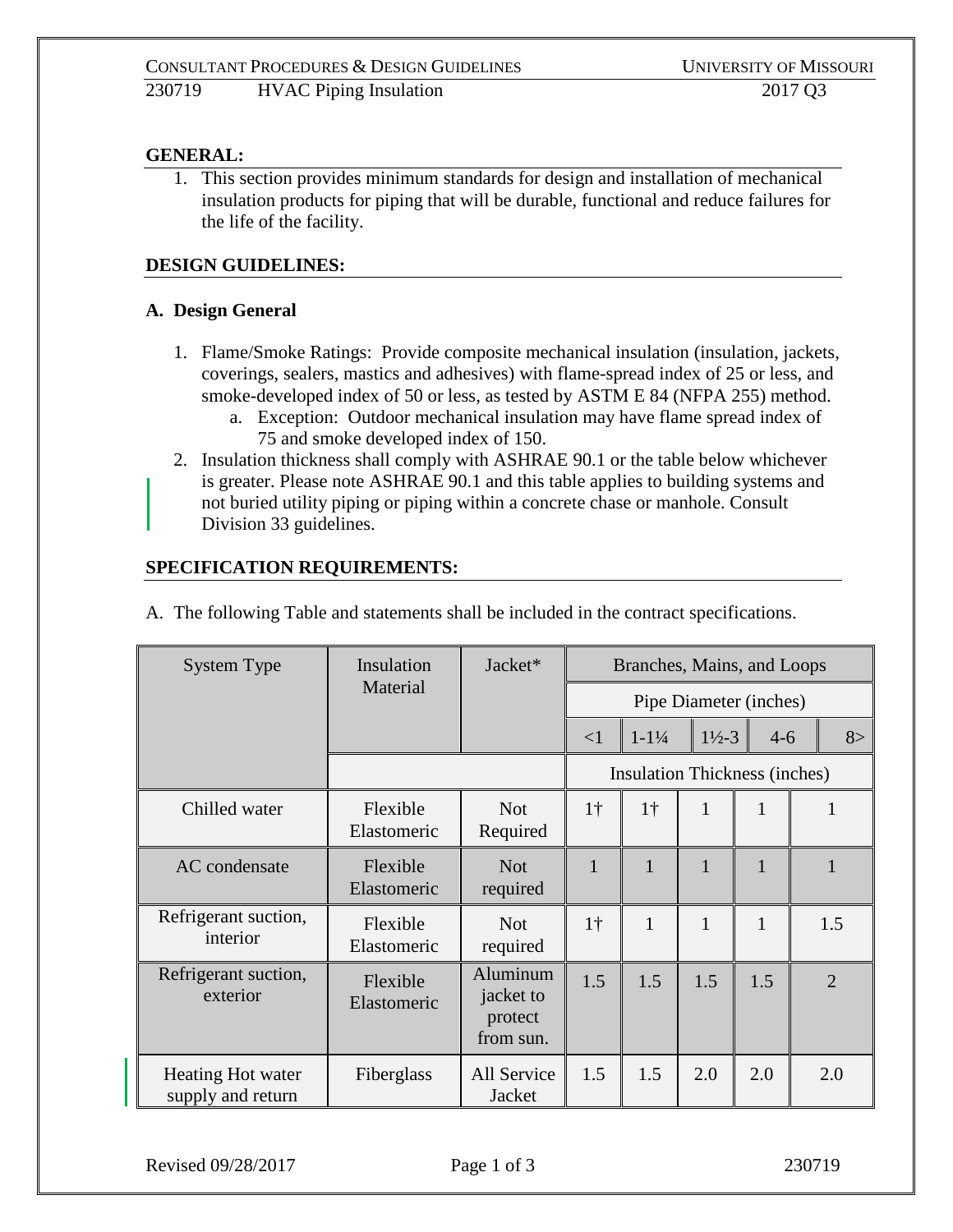**GENERAL:**

1. This section provides minimum standards for design and installation of mechanical insulation products for piping that will be durable, functional and reduce failures for the life of the facility.

**DESIGN GUIDELINES:**

**A. Design General**

1. Flame/Smoke Ratings: Provide composite mechanical insulation (insulation, jackets, coverings, sealers, mastics and adhesives) with flame-spread index of 25 or less, and smoke-developed index of 50 or less, as tested by ASTM E 84 (NFPA 255) method.
   a. Exception: Outdoor mechanical insulation may have flame spread index of 75 and smoke developed index of 150.
2. Insulation thickness shall comply with ASHRAE 90.1 or the table below whichever is greater. Please note ASHRAE 90.1 and this table applies to building systems and not buried utility piping or piping within a concrete chase or manhole. Consult Division 33 guidelines.

**SPECIFICATION REQUIREMENTS:**

A. The following Table and statements shall be included in the contract specifications.

| System Type | Insulation Material | Jacket* | Branches, Mains, and Loops | | | | |
|---|---|---|---|---|---|---|---|
| | | | Pipe Diameter (inches) | | | | |
| | | | <1 | 1-1¼ | 1½-3 | 4-6 | 8> |
| | | | Insulation Thickness (inches) | | | | |
| Chilled water | Flexible Elastomeric | Not Required | 1† | 1† | 1 | 1 | 1 |
| AC condensate | Flexible Elastomeric | Not required | 1 | 1 | 1 | 1 | 1 |
| Refrigerant suction, interior | Flexible Elastomeric | Not required | 1† | 1 | 1 | 1 | 1.5 |
| Refrigerant suction, exterior | Flexible Elastomeric | Aluminum jacket to protect from sun. | 1.5 | 1.5 | 1.5 | 1.5 | 2 |
| Heating Hot water supply and return | Fiberglass | All Service Jacket | 1.5 | 1.5 | 2.0 | 2.0 | 2.0 |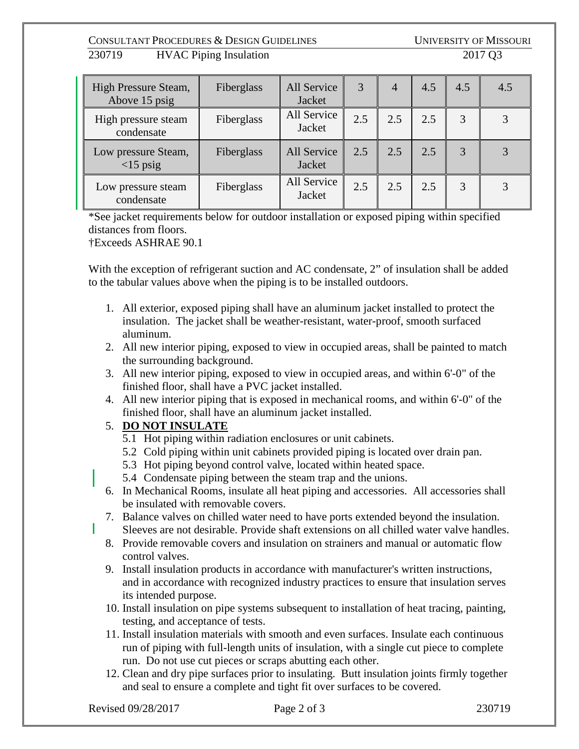| High Pressure Steam, Above 15 psig | Fiberglass | All Service Jacket | 3 | 4 | 4.5 | 4.5 | 4.5 |
|---|---|---|---|---|---|---|---|
| High pressure steam condensate | Fiberglass | All Service Jacket | 2.5 | 2.5 | 2.5 | 3 | 3 |
| Low pressure Steam, <15 psig | Fiberglass | All Service Jacket | 2.5 | 2.5 | 2.5 | 3 | 3 |
| Low pressure steam condensate | Fiberglass | All Service Jacket | 2.5 | 2.5 | 2.5 | 3 | 3 |

*See jacket requirements below for outdoor installation or exposed piping within specified distances from floors.
†Exceeds ASHRAE 90.1

With the exception of refrigerant suction and AC condensate, 2" of insulation shall be added to the tabular values above when the piping is to be installed outdoors.

1. All exterior, exposed piping shall have an aluminum jacket installed to protect the insulation. The jacket shall be weather-resistant, water-proof, smooth surfaced aluminum.
2. All new interior piping, exposed to view in occupied areas, shall be painted to match the surrounding background.
3. All new interior piping, exposed to view in occupied areas, and within 6'-0" of the finished floor, shall have a PVC jacket installed.
4. All new interior piping that is exposed in mechanical rooms, and within 6'-0" of the finished floor, shall have an aluminum jacket installed.
5. **DO NOT INSULATE**
   - 5.1 Hot piping within radiation enclosures or unit cabinets.
   - 5.2 Cold piping within unit cabinets provided piping is located over drain pan.
   - 5.3 Hot piping beyond control valve, located within heated space.
   - 5.4 Condensate piping between the steam trap and the unions.
6. In Mechanical Rooms, insulate all heat piping and accessories. All accessories shall be insulated with removable covers.
7. Balance valves on chilled water need to have ports extended beyond the insulation. Sleeves are not desirable. Provide shaft extensions on all chilled water valve handles.
8. Provide removable covers and insulation on strainers and manual or automatic flow control valves.
9. Install insulation products in accordance with manufacturer's written instructions, and in accordance with recognized industry practices to ensure that insulation serves its intended purpose.
10. Install insulation on pipe systems subsequent to installation of heat tracing, painting, testing, and acceptance of tests.
11. Install insulation materials with smooth and even surfaces. Insulate each continuous run of piping with full-length units of insulation, with a single cut piece to complete run. Do not use cut pieces or scraps abutting each other.
12. Clean and dry pipe surfaces prior to insulating. Butt insulation joints firmly together and seal to ensure a complete and tight fit over surfaces to be covered.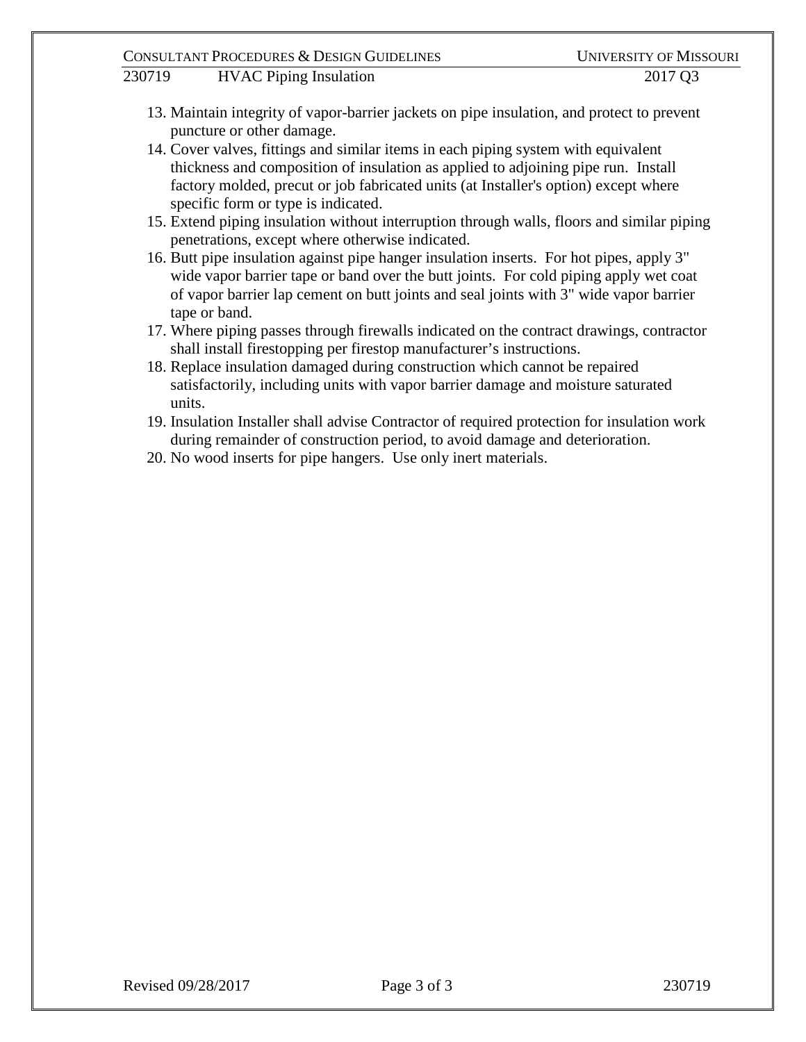13. Maintain integrity of vapor-barrier jackets on pipe insulation, and protect to prevent puncture or other damage.
14. Cover valves, fittings and similar items in each piping system with equivalent thickness and composition of insulation as applied to adjoining pipe run. Install factory molded, precut or job fabricated units (at Installer's option) except where specific form or type is indicated.
15. Extend piping insulation without interruption through walls, floors and similar piping penetrations, except where otherwise indicated.
16. Butt pipe insulation against pipe hanger insulation inserts. For hot pipes, apply 3" wide vapor barrier tape or band over the butt joints. For cold piping apply wet coat of vapor barrier lap cement on butt joints and seal joints with 3" wide vapor barrier tape or band.
17. Where piping passes through firewalls indicated on the contract drawings, contractor shall install firestopping per firestop manufacturer's instructions.
18. Replace insulation damaged during construction which cannot be repaired satisfactorily, including units with vapor barrier damage and moisture saturated units.
19. Insulation Installer shall advise Contractor of required protection for insulation work during remainder of construction period, to avoid damage and deterioration.
20. No wood inserts for pipe hangers. Use only inert materials.